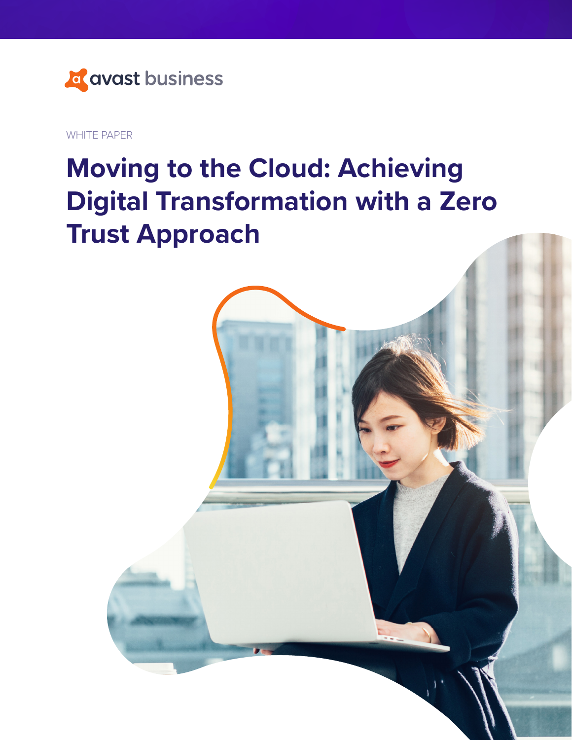avast business

WHITE PAPER

# Moving to the Cloud: Achieving Digital Transformation with a Zero Trust Approach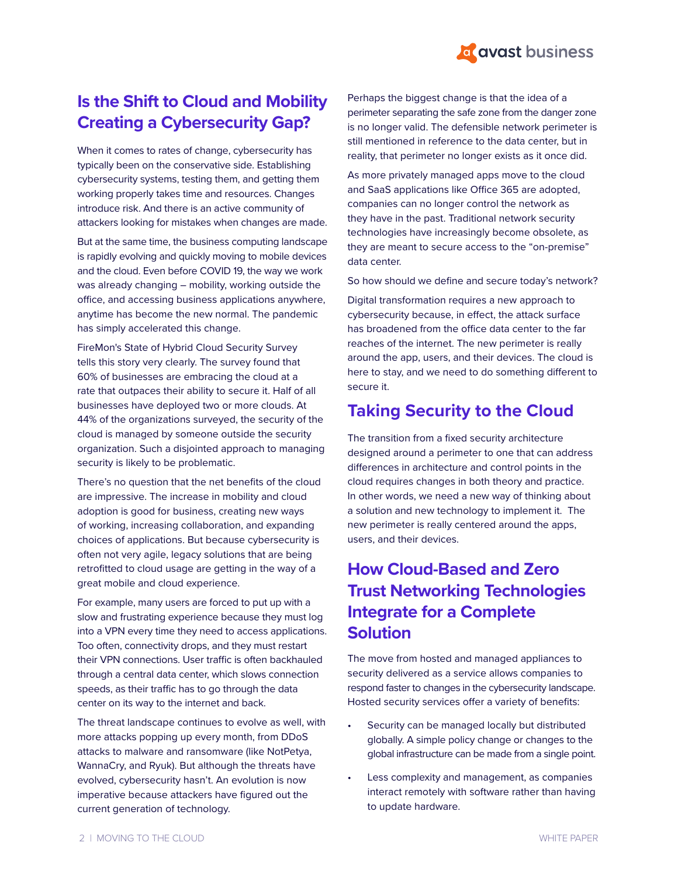## Is the Shift to Cloud and Mobility Creating a Cybersecurity Gap?

When it comes to rates of change, cybersecurity has typically been on the conservative side. Establishing cybersecurity systems, testing them, and getting them working properly takes time and resources. Changes introduce risk. And there is an active community of attackers looking for mistakes when changes are made.

But at the same time, the business computing landscape is rapidly evolving and quickly moving to mobile devices and the cloud. Even before COVID 19, the way we work was already changing – mobility, working outside the office, and accessing business applications anywhere, anytime has become the new normal. The pandemic has simply accelerated this change.

FireMon's State of Hybrid Cloud Security Survey tells this story very clearly. The survey found that 60% of businesses are embracing the cloud at a rate that outpaces their ability to secure it. Half of all businesses have deployed two or more clouds. At 44% of the organizations surveyed, the security of the cloud is managed by someone outside the security organization. Such a disjointed approach to managing security is likely to be problematic.

There's no question that the net benefits of the cloud are impressive. The increase in mobility and cloud adoption is good for business, creating new ways of working, increasing collaboration, and expanding choices of applications. But because cybersecurity is often not very agile, legacy solutions that are being retrofitted to cloud usage are getting in the way of a great mobile and cloud experience.

For example, many users are forced to put up with a slow and frustrating experience because they must log into a VPN every time they need to access applications. Too often, connectivity drops, and they must restart their VPN connections. User traffic is often backhauled through a central data center, which slows connection speeds, as their traffic has to go through the data center on its way to the internet and back.

The threat landscape continues to evolve as well, with more attacks popping up every month, from DDoS attacks to malware and ransomware (like NotPetya, WannaCry, and Ryuk). But although the threats have evolved, cybersecurity hasn't. An evolution is now imperative because attackers have figured out the current generation of technology.

Perhaps the biggest change is that the idea of a perimeter separating the safe zone from the danger zone is no longer valid. The defensible network perimeter is still mentioned in reference to the data center, but in reality, that perimeter no longer exists as it once did.

As more privately managed apps move to the cloud and SaaS applications like Office 365 are adopted, companies can no longer control the network as they have in the past. Traditional network security technologies have increasingly become obsolete, as they are meant to secure access to the "on-premise" data center.

So how should we define and secure today's network?

Digital transformation requires a new approach to cybersecurity because, in effect, the attack surface has broadened from the office data center to the far reaches of the internet. The new perimeter is really around the app, users, and their devices. The cloud is here to stay, and we need to do something different to secure it.

## Taking Security to the Cloud

The transition from a fixed security architecture designed around a perimeter to one that can address differences in architecture and control points in the cloud requires changes in both theory and practice. In other words, we need a new way of thinking about a solution and new technology to implement it. The new perimeter is really centered around the apps, users, and their devices.

## How Cloud-Based and Zero Trust Networking Technologies Integrate for a Complete Solution

The move from hosted and managed appliances to security delivered as a service allows companies to respond faster to changes in the cybersecurity landscape. Hosted security services offer a variety of benefits:

- Security can be managed locally but distributed globally. A simple policy change or changes to the global infrastructure can be made from a single point.
- Less complexity and management, as companies interact remotely with software rather than having to update hardware.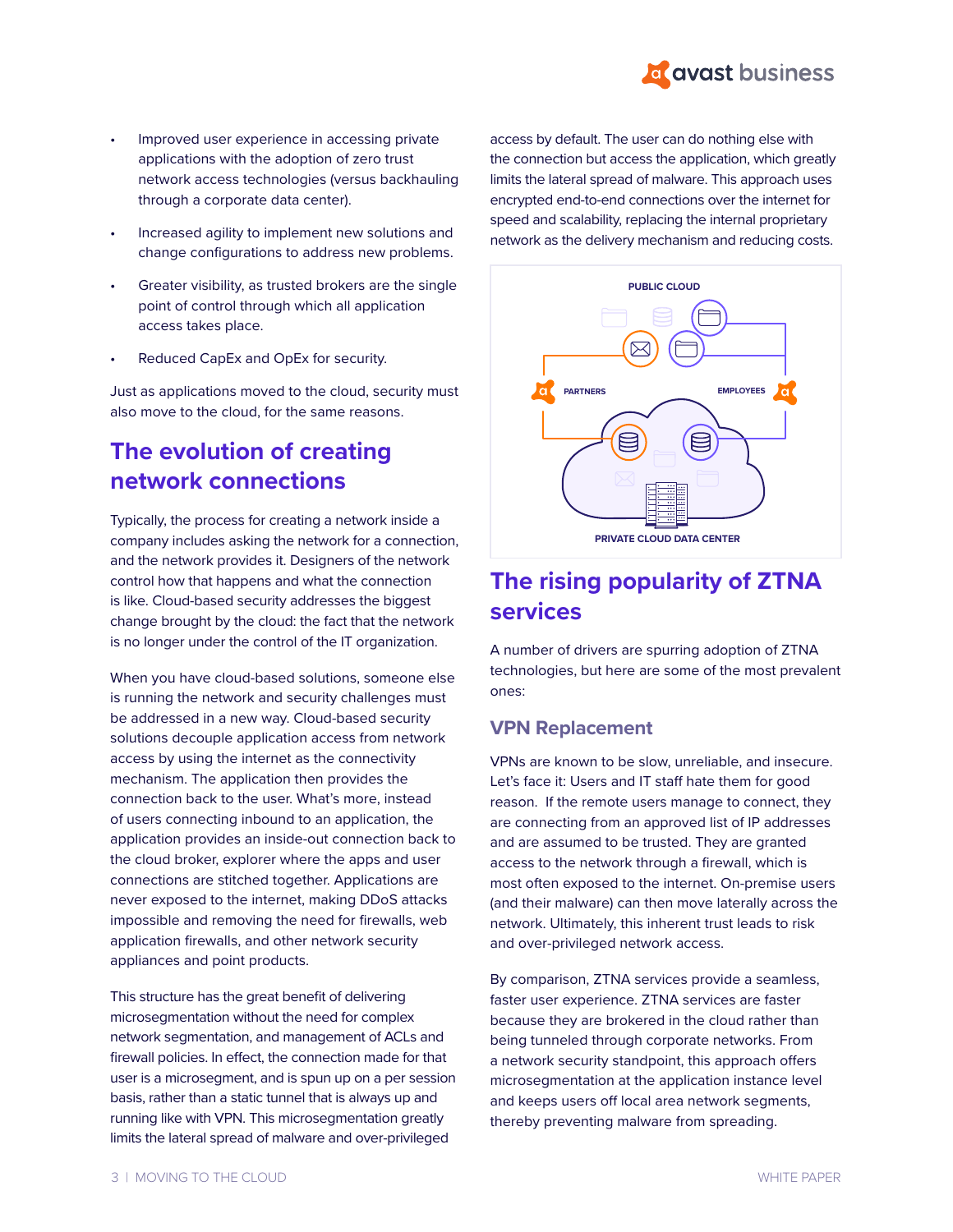- Improved user experience in accessing private applications with the adoption of zero trust network access technologies (versus backhauling through a corporate data center).
- Increased agility to implement new solutions and change configurations to address new problems.
- Greater visibility, as trusted brokers are the single point of control through which all application access takes place.
- Reduced CapEx and OpEx for security.

Just as applications moved to the cloud, security must also move to the cloud, for the same reasons.

## The evolution of creating network connections

Typically, the process for creating a network inside a company includes asking the network for a connection, and the network provides it. Designers of the network control how that happens and what the connection is like. Cloud-based security addresses the biggest change brought by the cloud: the fact that the network is no longer under the control of the IT organization.

When you have cloud-based solutions, someone else is running the network and security challenges must be addressed in a new way. Cloud-based security solutions decouple application access from network access by using the internet as the connectivity mechanism. The application then provides the connection back to the user. What's more, instead of users connecting inbound to an application, the application provides an inside-out connection back to the cloud broker, explorer where the apps and user connections are stitched together. Applications are never exposed to the internet, making DDoS attacks impossible and removing the need for firewalls, web application firewalls, and other network security appliances and point products.

This structure has the great benefit of delivering microsegmentation without the need for complex network segmentation, and management of ACLs and firewall policies. In effect, the connection made for that user is a microsegment, and is spun up on a per session basis, rather than a static tunnel that is always up and running like with VPN. This microsegmentation greatly limits the lateral spread of malware and over-privileged access by default. The user can do nothing else with the connection but access the application, which greatly limits the lateral spread of malware. This approach uses encrypted end-to-end connections over the internet for speed and scalability, replacing the internal proprietary network as the delivery mechanism and reducing costs.

PUBLIC CLOUD

PARTNERS

EMPLOYEES

PRIVATE CLOUD DATA CENTER

## The rising popularity of ZTNA services

A number of drivers are spurring adoption of ZTNA technologies, but here are some of the most prevalent ones:

### VPN Replacement

VPNs are known to be slow, unreliable, and insecure. Let's face it: Users and IT staff hate them for good reason. If the remote users manage to connect, they are connecting from an approved list of IP addresses and are assumed to be trusted. They are granted access to the network through a firewall, which is most often exposed to the internet. On-premise users (and their malware) can then move laterally across the network. Ultimately, this inherent trust leads to risk and over-privileged network access.

By comparison, ZTNA services provide a seamless, faster user experience. ZTNA services are faster because they are brokered in the cloud rather than being tunneled through corporate networks. From a network security standpoint, this approach offers microsegmentation at the application instance level and keeps users off local area network segments, thereby preventing malware from spreading.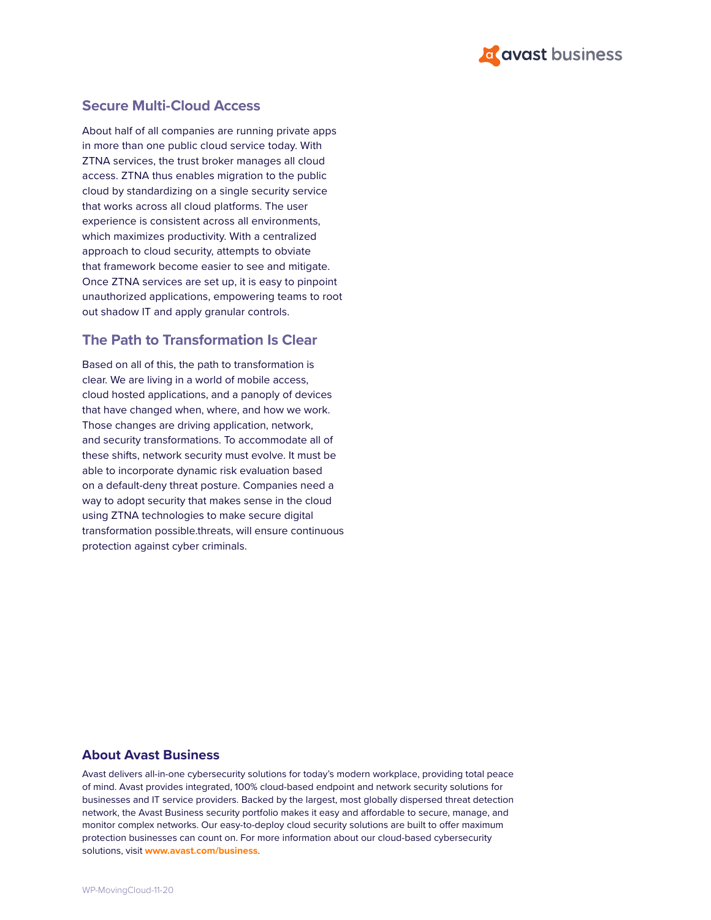## Secure Multi-Cloud Access

About half of all companies are running private apps in more than one public cloud service today. With ZTNA services, the trust broker manages all cloud access. ZTNA thus enables migration to the public cloud by standardizing on a single security service that works across all cloud platforms. The user experience is consistent across all environments, which maximizes productivity. With a centralized approach to cloud security, attempts to obviate that framework become easier to see and mitigate. Once ZTNA services are set up, it is easy to pinpoint unauthorized applications, empowering teams to root out shadow IT and apply granular controls.

## The Path to Transformation Is Clear

Based on all of this, the path to transformation is clear. We are living in a world of mobile access, cloud hosted applications, and a panoply of devices that have changed when, where, and how we work. Those changes are driving application, network, and security transformations. To accommodate all of these shifts, network security must evolve. It must be able to incorporate dynamic risk evaluation based on a default-deny threat posture. Companies need a way to adopt security that makes sense in the cloud using ZTNA technologies to make secure digital transformation possible.threats, will ensure continuous protection against cyber criminals.

## About Avast Business

Avast delivers all-in-one cybersecurity solutions for today's modern workplace, providing total peace of mind. Avast provides integrated, 100% cloud-based endpoint and network security solutions for businesses and IT service providers. Backed by the largest, most globally dispersed threat detection network, the Avast Business security portfolio makes it easy and affordable to secure, manage, and monitor complex networks. Our easy-to-deploy cloud security solutions are built to offer maximum protection businesses can count on. For more information about our cloud-based cybersecurity solutions, visit **www.avast.com/business**.

WP-MovingCloud-11-20